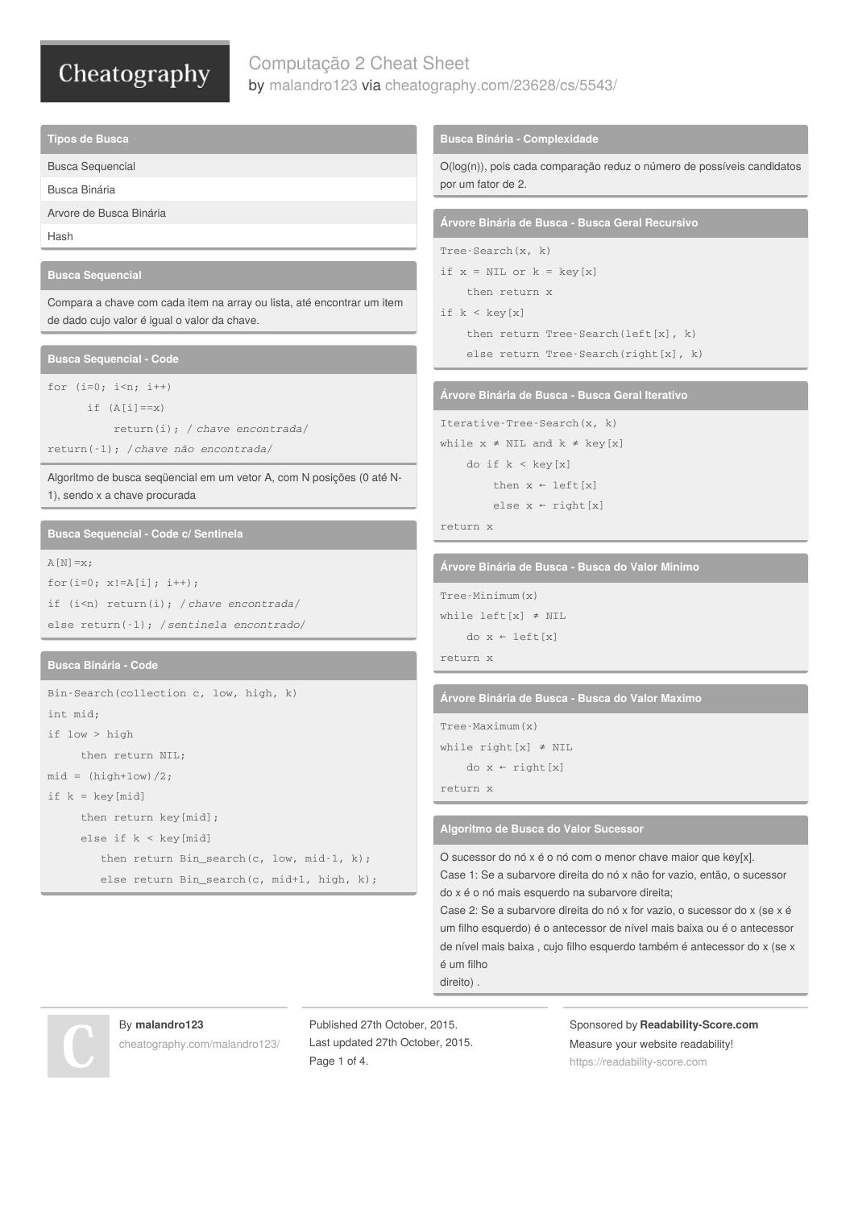# Computação 2 Cheat Sheet

by malandro123 via cheatography.com/23628/cs/5543/

## Tipos de Busca

- Busca Sequencial
- Busca Binária
- Arvore de Busca Binária
- Hash

## Busca Sequencial

Compara a chave com cada item na array ou lista, até encontrar um item de dado cujo valor é igual o valor da chave.

## Busca Sequencial - Code

```
for (i=0; i<n; i++)
      if (A[i]==x)
          return(i); /chave encontrada/
return(-1); /chave não encontrada/
```

Algoritmo de busca seqüencial em um vetor A, com N posições (0 até N-1), sendo x a chave procurada

## Busca Sequencial - Code c/ Sentinela

```
A[N]=x;
for(i=0; x!=A[i]; i++);
if (i<n) return(i); /chave encontrada/
else return(-1); /sentinela encontrado/
```

## Busca Binária - Code

```
Bin-Search(collection c, low, high, k)
int mid;
if low > high
     then return NIL;
mid = (high+low)/2;
if k = key[mid]
     then return key[mid];
     else if k < key[mid]
        then return Bin_search(c, low, mid-1, k);
        else return Bin_search(c, mid+1, high, k);
```

## Busca Binária - Complexidade

O(log(n)), pois cada comparação reduz o número de possíveis candidatos por um fator de 2.

## Árvore Binária de Busca - Busca Geral Recursivo

```
Tree-Search(x, k)
if x = NIL or k = key[x]
    then return x
if k < key[x]
    then return Tree-Search(left[x], k)
    else return Tree-Search(right[x], k)
```

## Árvore Binária de Busca - Busca Geral Iterativo

```
Iterative-Tree-Search(x, k)
while x ≠ NIL and k ≠ key[x]
    do if k < key[x]
        then x ← left[x]
        else x ← right[x]
return x
```

## Árvore Binária de Busca - Busca do Valor Minimo

```
Tree-Minimum(x)
while left[x] ≠ NIL
    do x ← left[x]
return x
```

## Árvore Binária de Busca - Busca do Valor Maximo

```
Tree-Maximum(x)
while right[x] ≠ NIL
    do x ← right[x]
return x
```

## Algoritmo de Busca do Valor Sucessor

O sucessor do nó x é o nó com o menor chave maior que key[x].
Case 1: Se a subarvore direita do nó x não for vazio, então, o sucessor do x é o nó mais esquerdo na subarvore direita;
Case 2: Se a subarvore direita do nó x for vazio, o sucessor do x (se x é um filho esquerdo) é o antecessor de nível mais baixa ou é o antecessor de nível mais baixa , cujo filho esquerdo também é antecessor do x (se x é um filho
direito) .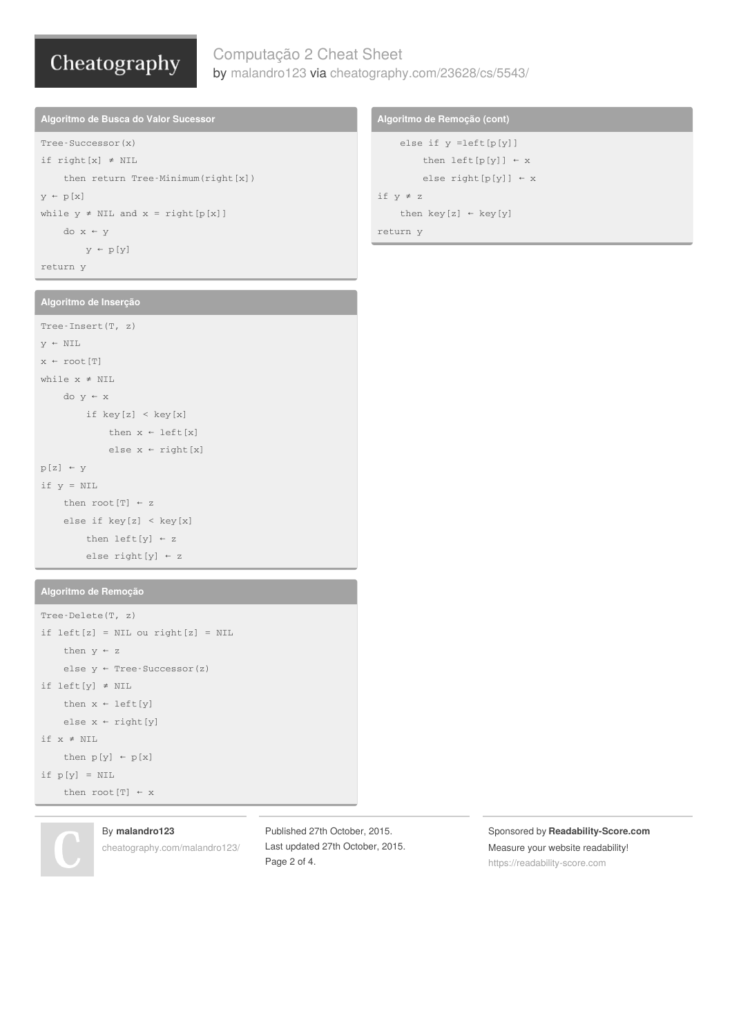## Algoritmo de Busca do Valor Sucessor

```
Tree-Successor(x)
if right[x] ≠ NIL
    then return Tree-Minimum(right[x])
y ← p[x]
while y ≠ NIL and x = right[p[x]]
    do x ← y
        y ← p[y]
return y
```

## Algoritmo de Inserção

```
Tree-Insert(T, z)
y ← NIL
x ← root[T]
while x ≠ NIL
    do y ← x
        if key[z] < key[x]
            then x ← left[x]
            else x ← right[x]
p[z] ← y
if y = NIL
    then root[T] ← z
    else if key[z] < key[x]
        then left[y] ← z
        else right[y] ← z
```

## Algoritmo de Remoção

```
Tree-Delete(T, z)
if left[z] = NIL ou right[z] = NIL
    then y ← z
    else y ← Tree-Successor(z)
if left[y] ≠ NIL
    then x ← left[y]
    else x ← right[y]
if x ≠ NIL
    then p[y] ← p[x]
if p[y] = NIL
    then root[T] ← x
```

## Algoritmo de Remoção (cont)

```
    else if y =left[p[y]]
        then left[p[y]] ← x
        else right[p[y]] ← x
if y ≠ z
    then key[z] ← key[y]
return y
```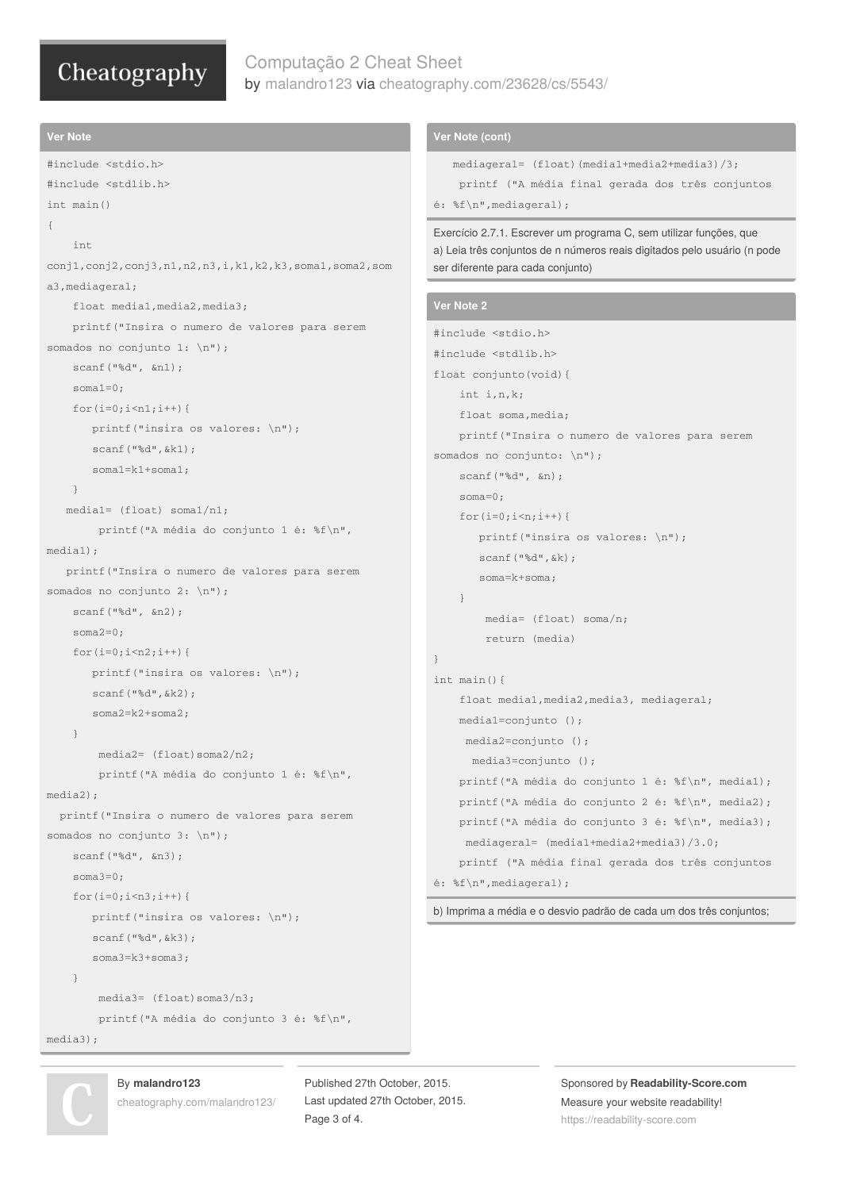### Ver Note

```
#include <stdio.h>
#include <stdlib.h>
int main()
{
    int conj1,conj2,conj3,n1,n2,n3,i,k1,k2,k3,soma1,soma2,soma3,mediageral;
    float media1,media2,media3;
    printf("Insira o numero de valores para serem somados no conjunto 1: \n");
    scanf("%d", &n1);
    soma1=0;
    for(i=0;i<n1;i++){
       printf("insira os valores: \n");
       scanf("%d",&k1);
       soma1=k1+soma1;
    }
   media1= (float) soma1/n1;
        printf("A média do conjunto 1 é: %f\n", media1);
   printf("Insira o numero de valores para serem somados no conjunto 2: \n");
    scanf("%d", &n2);
    soma2=0;
    for(i=0;i<n2;i++){
       printf("insira os valores: \n");
       scanf("%d",&k2);
       soma2=k2+soma2;
    }
        media2= (float)soma2/n2;
        printf("A média do conjunto 1 é: %f\n", media2);
  printf("Insira o numero de valores para serem somados no conjunto 3: \n");
    scanf("%d", &n3);
    soma3=0;
    for(i=0;i<n3;i++){
       printf("insira os valores: \n");
       scanf("%d",&k3);
       soma3=k3+soma3;
    }
        media3= (float)soma3/n3;
        printf("A média do conjunto 3 é: %f\n", media3);
```

### Ver Note (cont)

```
    mediageral= (float)(media1+media2+media3)/3;
     printf ("A média final gerada dos três conjuntos é: %f\n",mediageral);
```

Exercício 2.7.1. Escrever um programa C, sem utilizar funções, que
a) Leia três conjuntos de n números reais digitados pelo usuário (n pode ser diferente para cada conjunto)

### Ver Note 2

```
#include <stdio.h>
#include <stdlib.h>
float conjunto(void){
    int i,n,k;
    float soma,media;
    printf("Insira o numero de valores para serem somados no conjunto: \n");
    scanf("%d", &n);
    soma=0;
    for(i=0;i<n;i++){
       printf("insira os valores: \n");
       scanf("%d",&k);
       soma=k+soma;
    }
        media= (float) soma/n;
        return (media)
}
int main(){
    float media1,media2,media3, mediageral;
    media1=conjunto ();
     media2=conjunto ();
      media3=conjunto ();
    printf("A média do conjunto 1 é: %f\n", media1);
    printf("A média do conjunto 2 é: %f\n", media2);
    printf("A média do conjunto 3 é: %f\n", media3);
     mediageral= (media1+media2+media3)/3.0;
    printf ("A média final gerada dos três conjuntos é: %f\n",mediageral);
```

b) Imprima a média e o desvio padrão de cada um dos três conjuntos;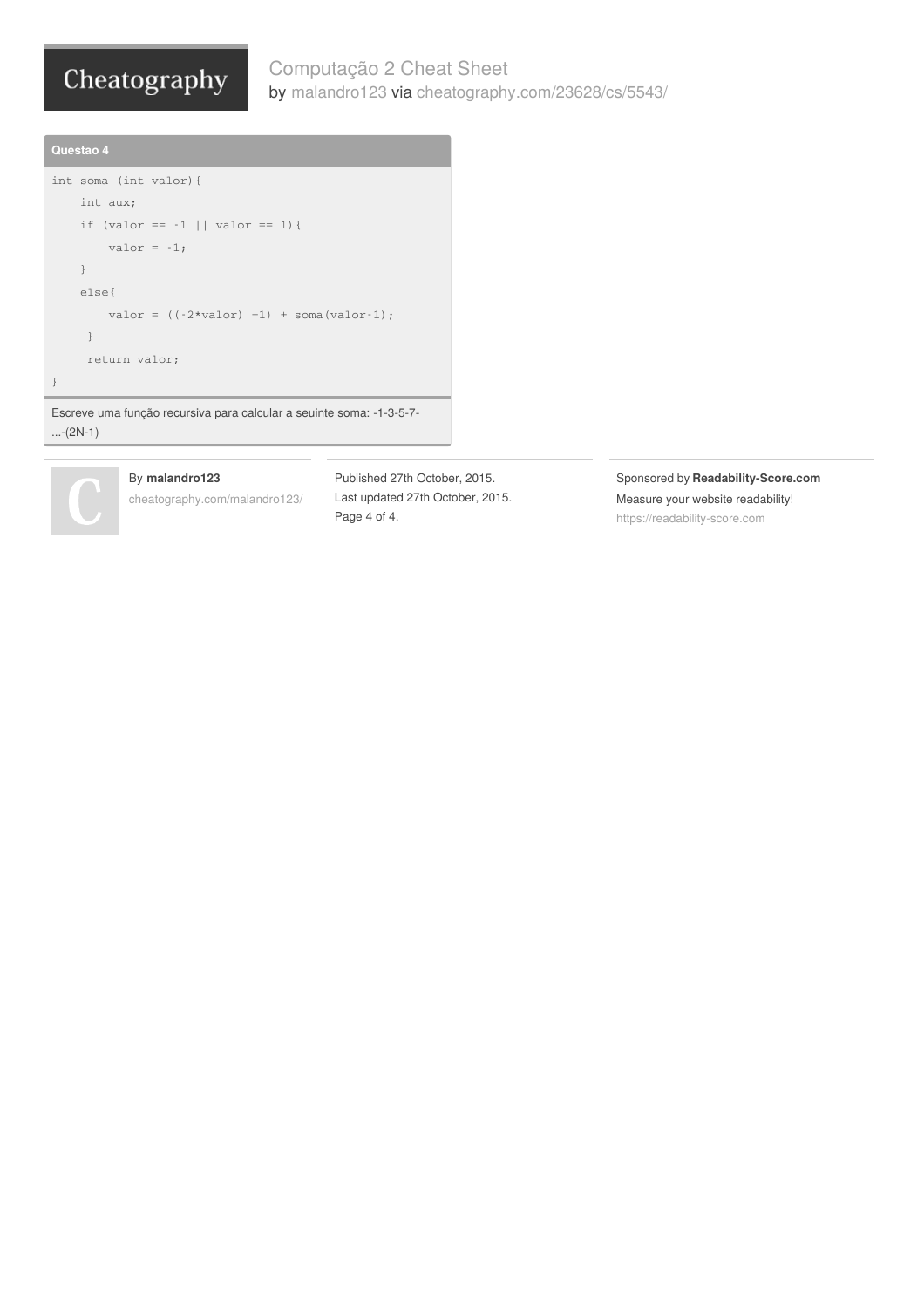## Questao 4

```
int soma (int valor){
    int aux;
    if (valor == -1 || valor == 1){
        valor = -1;
    }
    else{
        valor = ((-2*valor) +1) + soma(valor-1);
     }
     return valor;
}
```

Escreve uma função recursiva para calcular a seuinte soma: -1-3-5-7-...-(2N-1)